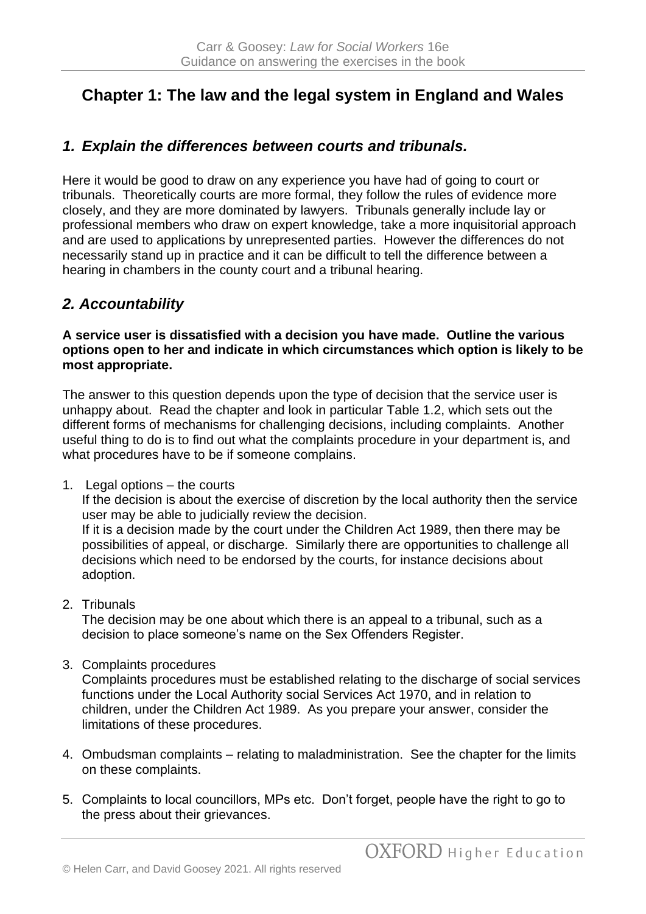## Chapter 1: The law and the legal system in England and Wales

### *1. Explain the differences between courts and tribunals.*

Here it would be good to draw on any experience you have had of going to court or tribunals. Theoretically courts are more formal, they follow the rules of evidence more closely, and they are more dominated by lawyers. Tribunals generally include lay or professional members who draw on expert knowledge, take a more inquisitorial approach and are used to applications by unrepresented parties. However the differences do not necessarily stand up in practice and it can be difficult to tell the difference between a hearing in chambers in the county court and a tribunal hearing.

### *2. Accountability*

**A service user is dissatisfied with a decision you have made. Outline the various options open to her and indicate in which circumstances which option is likely to be most appropriate.**

The answer to this question depends upon the type of decision that the service user is unhappy about. Read the chapter and look in particular Table 1.2, which sets out the different forms of mechanisms for challenging decisions, including complaints. Another useful thing to do is to find out what the complaints procedure in your department is, and what procedures have to be if someone complains.

1. Legal options – the courts
   If the decision is about the exercise of discretion by the local authority then the service user may be able to judicially review the decision.
   If it is a decision made by the court under the Children Act 1989, then there may be possibilities of appeal, or discharge. Similarly there are opportunities to challenge all decisions which need to be endorsed by the courts, for instance decisions about adoption.

2. Tribunals
   The decision may be one about which there is an appeal to a tribunal, such as a decision to place someone's name on the Sex Offenders Register.

3. Complaints procedures
   Complaints procedures must be established relating to the discharge of social services functions under the Local Authority social Services Act 1970, and in relation to children, under the Children Act 1989. As you prepare your answer, consider the limitations of these procedures.

4. Ombudsman complaints – relating to maladministration. See the chapter for the limits on these complaints.

5. Complaints to local councillors, MPs etc. Don't forget, people have the right to go to the press about their grievances.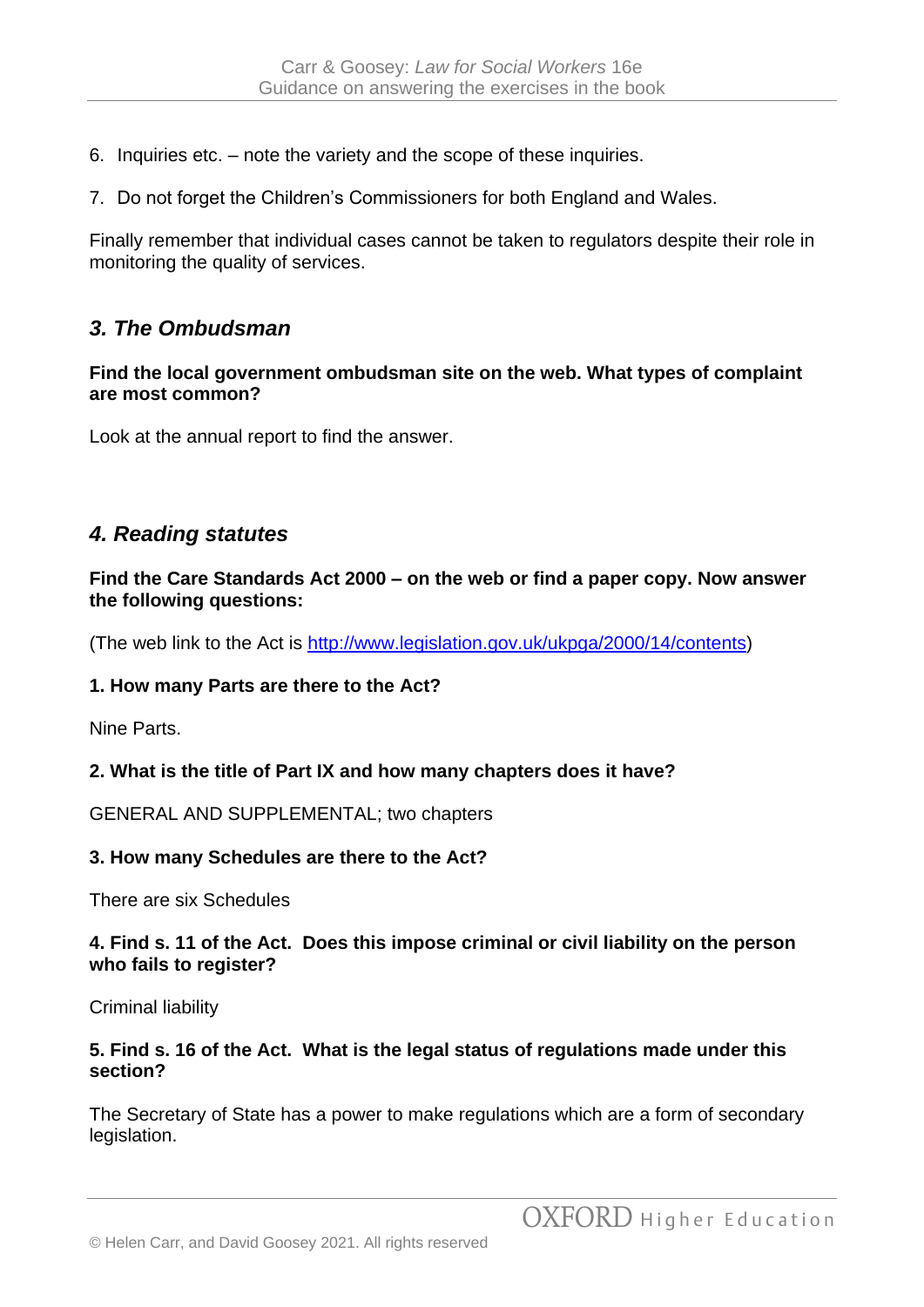6. Inquiries etc. – note the variety and the scope of these inquiries.

7. Do not forget the Children's Commissioners for both England and Wales.

Finally remember that individual cases cannot be taken to regulators despite their role in monitoring the quality of services.

## *3. The Ombudsman*

**Find the local government ombudsman site on the web. What types of complaint are most common?**

Look at the annual report to find the answer.

## *4. Reading statutes*

**Find the Care Standards Act 2000 – on the web or find a paper copy. Now answer the following questions:**

(The web link to the Act is http://www.legislation.gov.uk/ukpga/2000/14/contents)

**1. How many Parts are there to the Act?**

Nine Parts.

**2. What is the title of Part IX and how many chapters does it have?**

GENERAL AND SUPPLEMENTAL; two chapters

**3. How many Schedules are there to the Act?**

There are six Schedules

**4. Find s. 11 of the Act. Does this impose criminal or civil liability on the person who fails to register?**

Criminal liability

**5. Find s. 16 of the Act. What is the legal status of regulations made under this section?**

The Secretary of State has a power to make regulations which are a form of secondary legislation.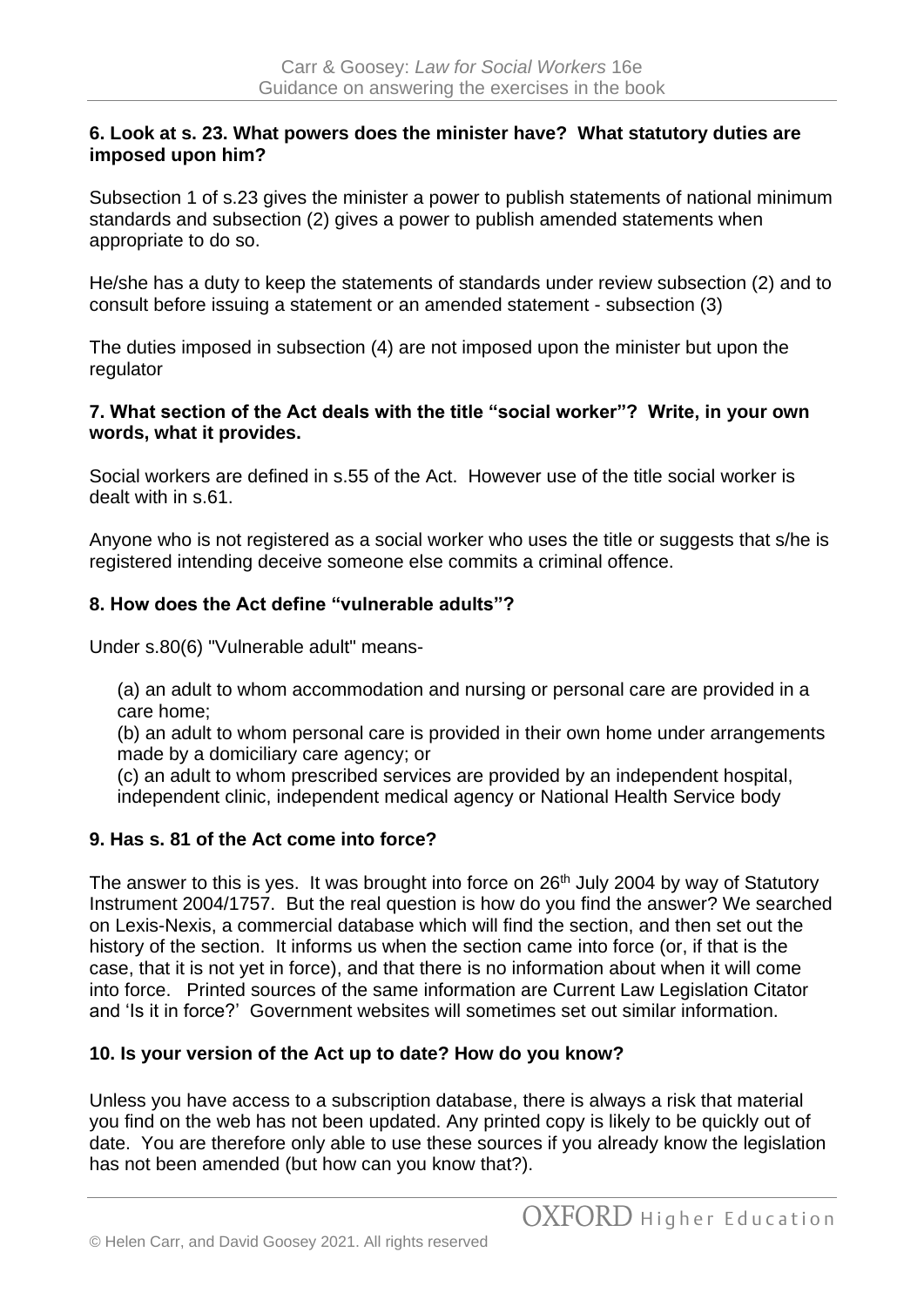**6. Look at s. 23. What powers does the minister have? What statutory duties are imposed upon him?**

Subsection 1 of s.23 gives the minister a power to publish statements of national minimum standards and subsection (2) gives a power to publish amended statements when appropriate to do so.

He/she has a duty to keep the statements of standards under review subsection (2) and to consult before issuing a statement or an amended statement - subsection (3)

The duties imposed in subsection (4) are not imposed upon the minister but upon the regulator

**7. What section of the Act deals with the title "social worker"? Write, in your own words, what it provides.**

Social workers are defined in s.55 of the Act. However use of the title social worker is dealt with in s.61.

Anyone who is not registered as a social worker who uses the title or suggests that s/he is registered intending deceive someone else commits a criminal offence.

**8. How does the Act define "vulnerable adults"?**

Under s.80(6) "Vulnerable adult" means-

(a) an adult to whom accommodation and nursing or personal care are provided in a care home;
(b) an adult to whom personal care is provided in their own home under arrangements made by a domiciliary care agency; or
(c) an adult to whom prescribed services are provided by an independent hospital, independent clinic, independent medical agency or National Health Service body

**9. Has s. 81 of the Act come into force?**

The answer to this is yes. It was brought into force on 26th July 2004 by way of Statutory Instrument 2004/1757. But the real question is how do you find the answer? We searched on Lexis-Nexis, a commercial database which will find the section, and then set out the history of the section. It informs us when the section came into force (or, if that is the case, that it is not yet in force), and that there is no information about when it will come into force. Printed sources of the same information are Current Law Legislation Citator and 'Is it in force?' Government websites will sometimes set out similar information.

**10. Is your version of the Act up to date? How do you know?**

Unless you have access to a subscription database, there is always a risk that material you find on the web has not been updated. Any printed copy is likely to be quickly out of date. You are therefore only able to use these sources if you already know the legislation has not been amended (but how can you know that?).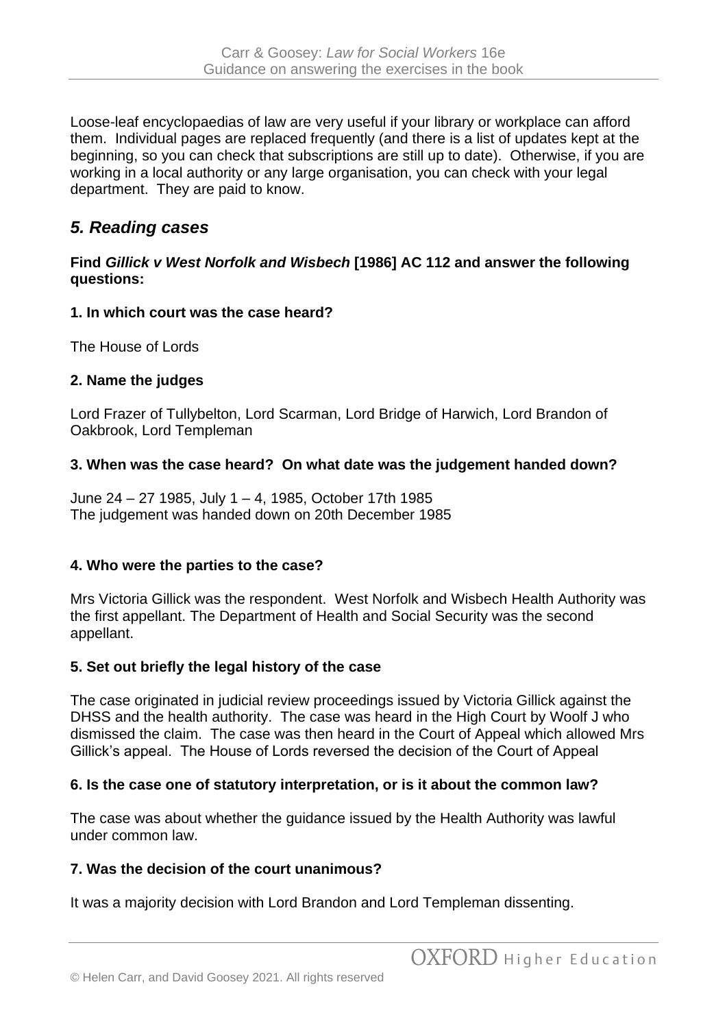Loose-leaf encyclopaedias of law are very useful if your library or workplace can afford them. Individual pages are replaced frequently (and there is a list of updates kept at the beginning, so you can check that subscriptions are still up to date). Otherwise, if you are working in a local authority or any large organisation, you can check with your legal department. They are paid to know.

## *5. Reading cases*

**Find *Gillick v West Norfolk and Wisbech* [1986] AC 112 and answer the following questions:**

**1. In which court was the case heard?**

The House of Lords

**2. Name the judges**

Lord Frazer of Tullybelton, Lord Scarman, Lord Bridge of Harwich, Lord Brandon of Oakbrook, Lord Templeman

**3. When was the case heard? On what date was the judgement handed down?**

June 24 – 27 1985, July 1 – 4, 1985, October 17th 1985
The judgement was handed down on 20th December 1985

**4. Who were the parties to the case?**

Mrs Victoria Gillick was the respondent. West Norfolk and Wisbech Health Authority was the first appellant. The Department of Health and Social Security was the second appellant.

**5. Set out briefly the legal history of the case**

The case originated in judicial review proceedings issued by Victoria Gillick against the DHSS and the health authority. The case was heard in the High Court by Woolf J who dismissed the claim. The case was then heard in the Court of Appeal which allowed Mrs Gillick's appeal. The House of Lords reversed the decision of the Court of Appeal

**6. Is the case one of statutory interpretation, or is it about the common law?**

The case was about whether the guidance issued by the Health Authority was lawful under common law.

**7. Was the decision of the court unanimous?**

It was a majority decision with Lord Brandon and Lord Templeman dissenting.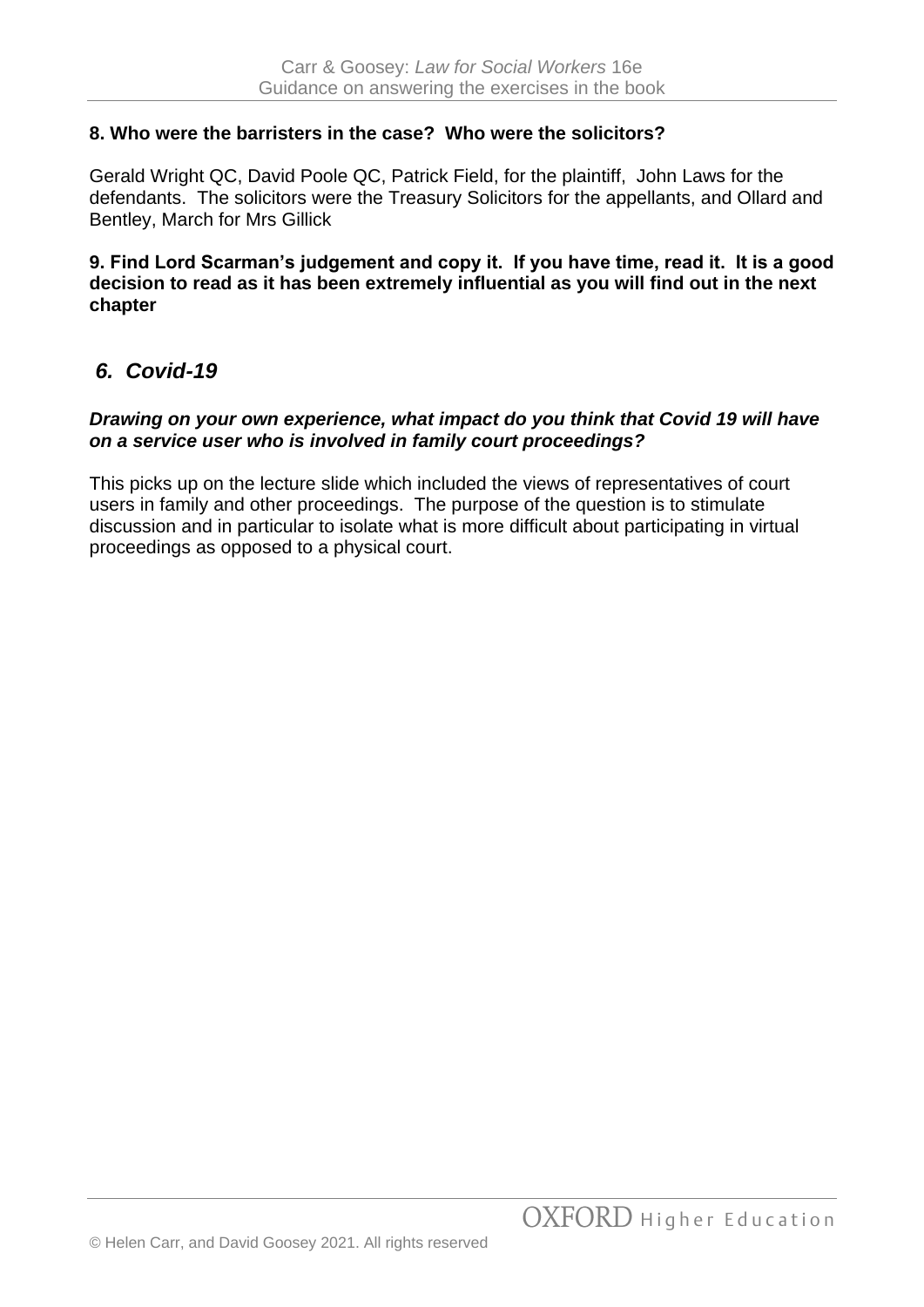**8. Who were the barristers in the case? Who were the solicitors?**

Gerald Wright QC, David Poole QC, Patrick Field, for the plaintiff, John Laws for the defendants. The solicitors were the Treasury Solicitors for the appellants, and Ollard and Bentley, March for Mrs Gillick

**9. Find Lord Scarman's judgement and copy it. If you have time, read it. It is a good decision to read as it has been extremely influential as you will find out in the next chapter**

## *6. Covid-19*

***Drawing on your own experience, what impact do you think that Covid 19 will have on a service user who is involved in family court proceedings?***

This picks up on the lecture slide which included the views of representatives of court users in family and other proceedings. The purpose of the question is to stimulate discussion and in particular to isolate what is more difficult about participating in virtual proceedings as opposed to a physical court.